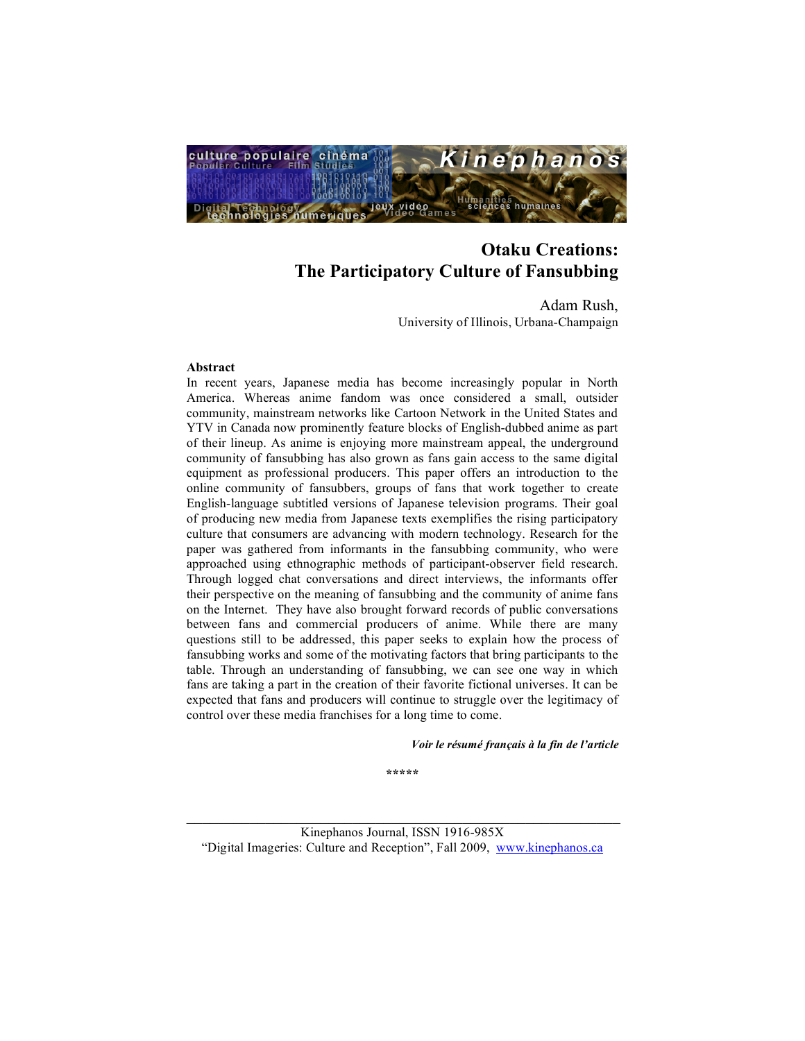# Otaku Creations: The Participatory Culture of Fansubbing

Adam Rush,
University of Illinois, Urbana-Champaign

**Abstract**

In recent years, Japanese media has become increasingly popular in North America. Whereas anime fandom was once considered a small, outsider community, mainstream networks like Cartoon Network in the United States and YTV in Canada now prominently feature blocks of English-dubbed anime as part of their lineup. As anime is enjoying more mainstream appeal, the underground community of fansubbing has also grown as fans gain access to the same digital equipment as professional producers. This paper offers an introduction to the online community of fansubbers, groups of fans that work together to create English-language subtitled versions of Japanese television programs. Their goal of producing new media from Japanese texts exemplifies the rising participatory culture that consumers are advancing with modern technology. Research for the paper was gathered from informants in the fansubbing community, who were approached using ethnographic methods of participant-observer field research. Through logged chat conversations and direct interviews, the informants offer their perspective on the meaning of fansubbing and the community of anime fans on the Internet. They have also brought forward records of public conversations between fans and commercial producers of anime. While there are many questions still to be addressed, this paper seeks to explain how the process of fansubbing works and some of the motivating factors that bring participants to the table. Through an understanding of fansubbing, we can see one way in which fans are taking a part in the creation of their favorite fictional universes. It can be expected that fans and producers will continue to struggle over the legitimacy of control over these media franchises for a long time to come.

***Voir le résumé français à la fin de l'article***

*****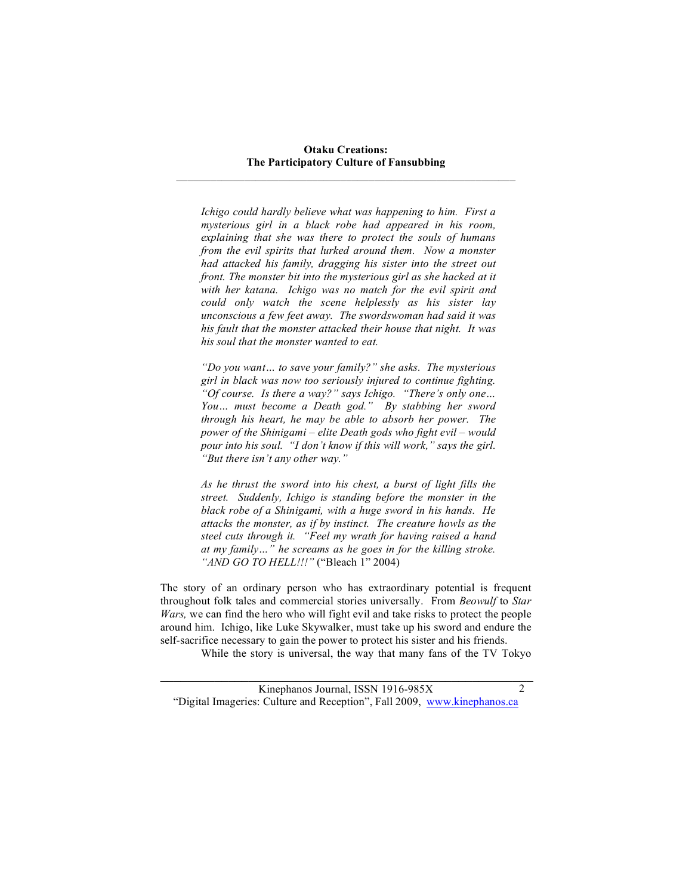> *Ichigo could hardly believe what was happening to him. First a mysterious girl in a black robe had appeared in his room, explaining that she was there to protect the souls of humans from the evil spirits that lurked around them. Now a monster had attacked his family, dragging his sister into the street out front. The monster bit into the mysterious girl as she hacked at it with her katana. Ichigo was no match for the evil spirit and could only watch the scene helplessly as his sister lay unconscious a few feet away. The swordswoman had said it was his fault that the monster attacked their house that night. It was his soul that the monster wanted to eat.*
>
> *"Do you want… to save your family?" she asks. The mysterious girl in black was now too seriously injured to continue fighting. "Of course. Is there a way?" says Ichigo. "There's only one… You… must become a Death god." By stabbing her sword through his heart, he may be able to absorb her power. The power of the Shinigami – elite Death gods who fight evil – would pour into his soul. "I don't know if this will work," says the girl. "But there isn't any other way."*
>
> *As he thrust the sword into his chest, a burst of light fills the street. Suddenly, Ichigo is standing before the monster in the black robe of a Shinigami, with a huge sword in his hands. He attacks the monster, as if by instinct. The creature howls as the steel cuts through it. "Feel my wrath for having raised a hand at my family…" he screams as he goes in for the killing stroke. "AND GO TO HELL!!!"* ("Bleach 1" 2004)

The story of an ordinary person who has extraordinary potential is frequent throughout folk tales and commercial stories universally. From *Beowulf* to *Star Wars,* we can find the hero who will fight evil and take risks to protect the people around him. Ichigo, like Luke Skywalker, must take up his sword and endure the self-sacrifice necessary to gain the power to protect his sister and his friends.

While the story is universal, the way that many fans of the TV Tokyo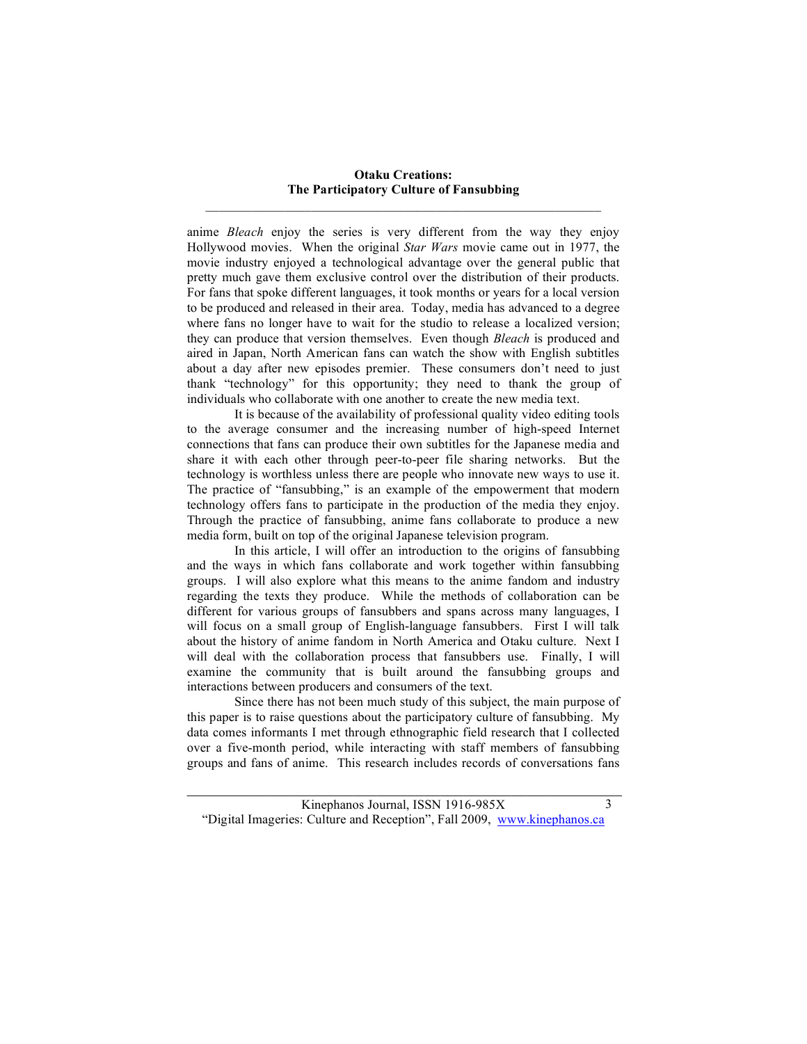anime *Bleach* enjoy the series is very different from the way they enjoy Hollywood movies. When the original *Star Wars* movie came out in 1977, the movie industry enjoyed a technological advantage over the general public that pretty much gave them exclusive control over the distribution of their products. For fans that spoke different languages, it took months or years for a local version to be produced and released in their area. Today, media has advanced to a degree where fans no longer have to wait for the studio to release a localized version; they can produce that version themselves. Even though *Bleach* is produced and aired in Japan, North American fans can watch the show with English subtitles about a day after new episodes premier. These consumers don't need to just thank "technology" for this opportunity; they need to thank the group of individuals who collaborate with one another to create the new media text.

It is because of the availability of professional quality video editing tools to the average consumer and the increasing number of high-speed Internet connections that fans can produce their own subtitles for the Japanese media and share it with each other through peer-to-peer file sharing networks. But the technology is worthless unless there are people who innovate new ways to use it. The practice of "fansubbing," is an example of the empowerment that modern technology offers fans to participate in the production of the media they enjoy. Through the practice of fansubbing, anime fans collaborate to produce a new media form, built on top of the original Japanese television program.

In this article, I will offer an introduction to the origins of fansubbing and the ways in which fans collaborate and work together within fansubbing groups. I will also explore what this means to the anime fandom and industry regarding the texts they produce. While the methods of collaboration can be different for various groups of fansubbers and spans across many languages, I will focus on a small group of English-language fansubbers. First I will talk about the history of anime fandom in North America and Otaku culture. Next I will deal with the collaboration process that fansubbers use. Finally, I will examine the community that is built around the fansubbing groups and interactions between producers and consumers of the text.

Since there has not been much study of this subject, the main purpose of this paper is to raise questions about the participatory culture of fansubbing. My data comes informants I met through ethnographic field research that I collected over a five-month period, while interacting with staff members of fansubbing groups and fans of anime. This research includes records of conversations fans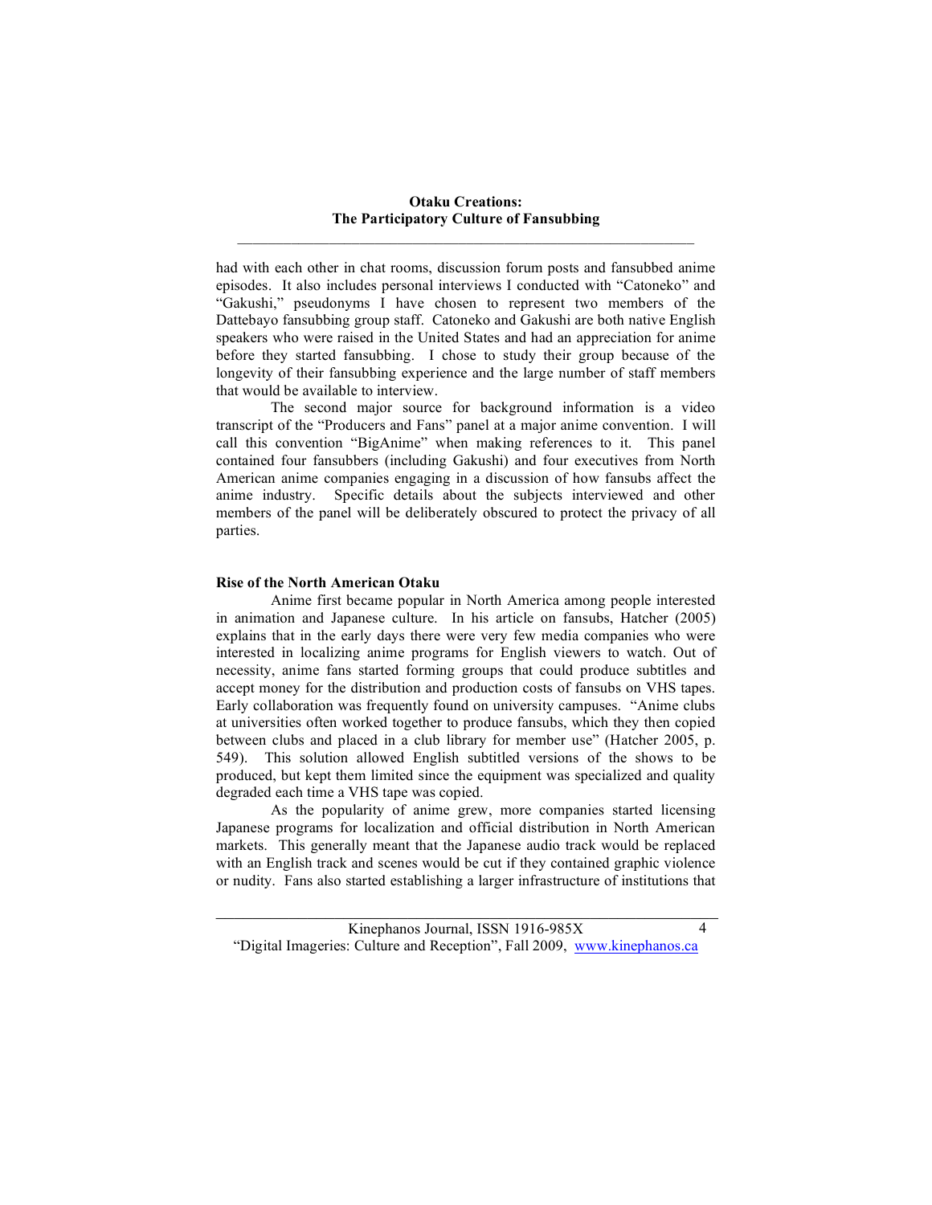had with each other in chat rooms, discussion forum posts and fansubbed anime episodes. It also includes personal interviews I conducted with "Catoneko" and "Gakushi," pseudonyms I have chosen to represent two members of the Dattebayo fansubbing group staff. Catoneko and Gakushi are both native English speakers who were raised in the United States and had an appreciation for anime before they started fansubbing. I chose to study their group because of the longevity of their fansubbing experience and the large number of staff members that would be available to interview.

The second major source for background information is a video transcript of the "Producers and Fans" panel at a major anime convention. I will call this convention "BigAnime" when making references to it. This panel contained four fansubbers (including Gakushi) and four executives from North American anime companies engaging in a discussion of how fansubs affect the anime industry. Specific details about the subjects interviewed and other members of the panel will be deliberately obscured to protect the privacy of all parties.

## Rise of the North American Otaku

Anime first became popular in North America among people interested in animation and Japanese culture. In his article on fansubs, Hatcher (2005) explains that in the early days there were very few media companies who were interested in localizing anime programs for English viewers to watch. Out of necessity, anime fans started forming groups that could produce subtitles and accept money for the distribution and production costs of fansubs on VHS tapes. Early collaboration was frequently found on university campuses. "Anime clubs at universities often worked together to produce fansubs, which they then copied between clubs and placed in a club library for member use" (Hatcher 2005, p. 549). This solution allowed English subtitled versions of the shows to be produced, but kept them limited since the equipment was specialized and quality degraded each time a VHS tape was copied.

As the popularity of anime grew, more companies started licensing Japanese programs for localization and official distribution in North American markets. This generally meant that the Japanese audio track would be replaced with an English track and scenes would be cut if they contained graphic violence or nudity. Fans also started establishing a larger infrastructure of institutions that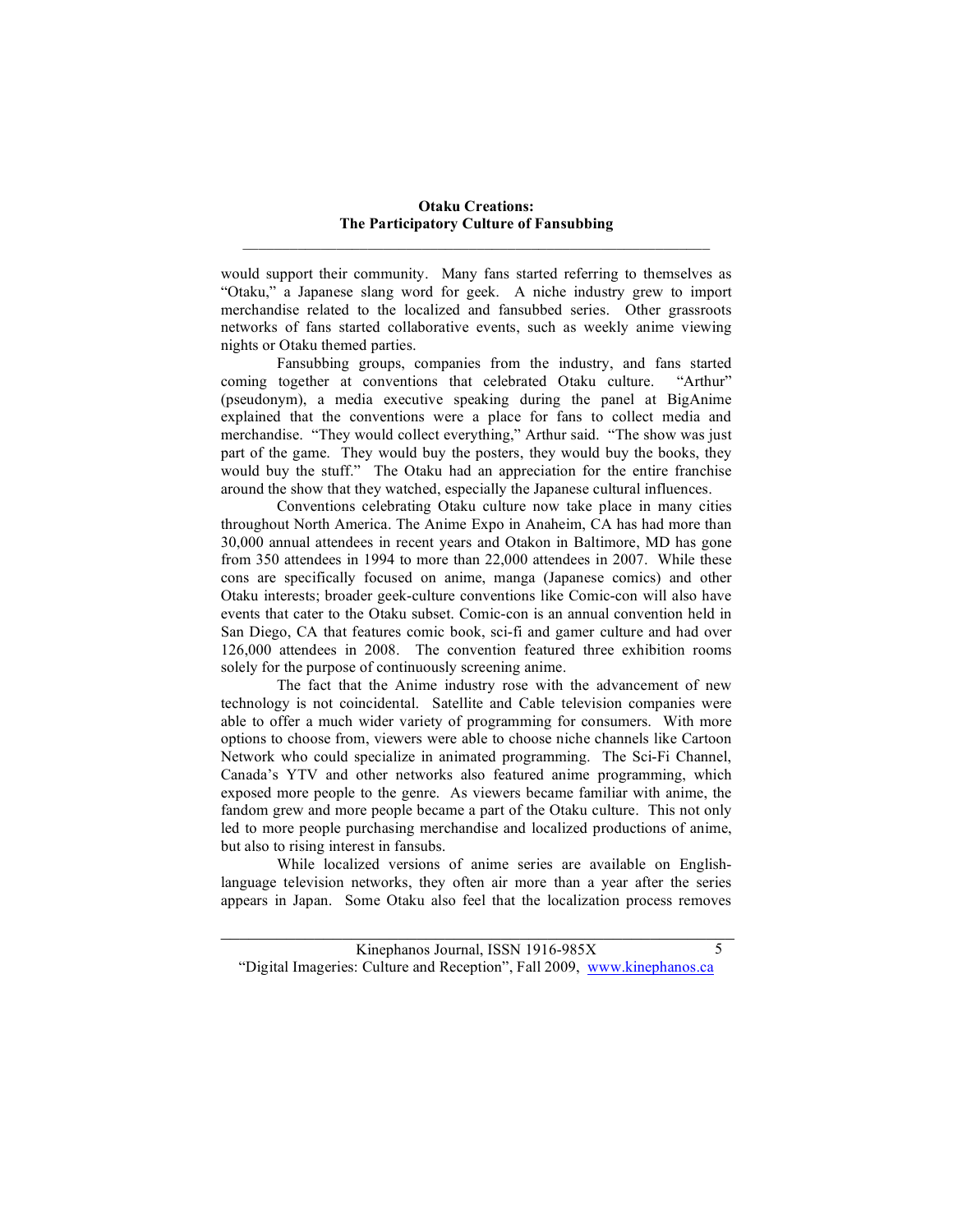would support their community. Many fans started referring to themselves as "Otaku," a Japanese slang word for geek. A niche industry grew to import merchandise related to the localized and fansubbed series. Other grassroots networks of fans started collaborative events, such as weekly anime viewing nights or Otaku themed parties.

Fansubbing groups, companies from the industry, and fans started coming together at conventions that celebrated Otaku culture. "Arthur" (pseudonym), a media executive speaking during the panel at BigAnime explained that the conventions were a place for fans to collect media and merchandise. "They would collect everything," Arthur said. "The show was just part of the game. They would buy the posters, they would buy the books, they would buy the stuff." The Otaku had an appreciation for the entire franchise around the show that they watched, especially the Japanese cultural influences.

Conventions celebrating Otaku culture now take place in many cities throughout North America. The Anime Expo in Anaheim, CA has had more than 30,000 annual attendees in recent years and Otakon in Baltimore, MD has gone from 350 attendees in 1994 to more than 22,000 attendees in 2007. While these cons are specifically focused on anime, manga (Japanese comics) and other Otaku interests; broader geek-culture conventions like Comic-con will also have events that cater to the Otaku subset. Comic-con is an annual convention held in San Diego, CA that features comic book, sci-fi and gamer culture and had over 126,000 attendees in 2008. The convention featured three exhibition rooms solely for the purpose of continuously screening anime.

The fact that the Anime industry rose with the advancement of new technology is not coincidental. Satellite and Cable television companies were able to offer a much wider variety of programming for consumers. With more options to choose from, viewers were able to choose niche channels like Cartoon Network who could specialize in animated programming. The Sci-Fi Channel, Canada's YTV and other networks also featured anime programming, which exposed more people to the genre. As viewers became familiar with anime, the fandom grew and more people became a part of the Otaku culture. This not only led to more people purchasing merchandise and localized productions of anime, but also to rising interest in fansubs.

While localized versions of anime series are available on English-language television networks, they often air more than a year after the series appears in Japan. Some Otaku also feel that the localization process removes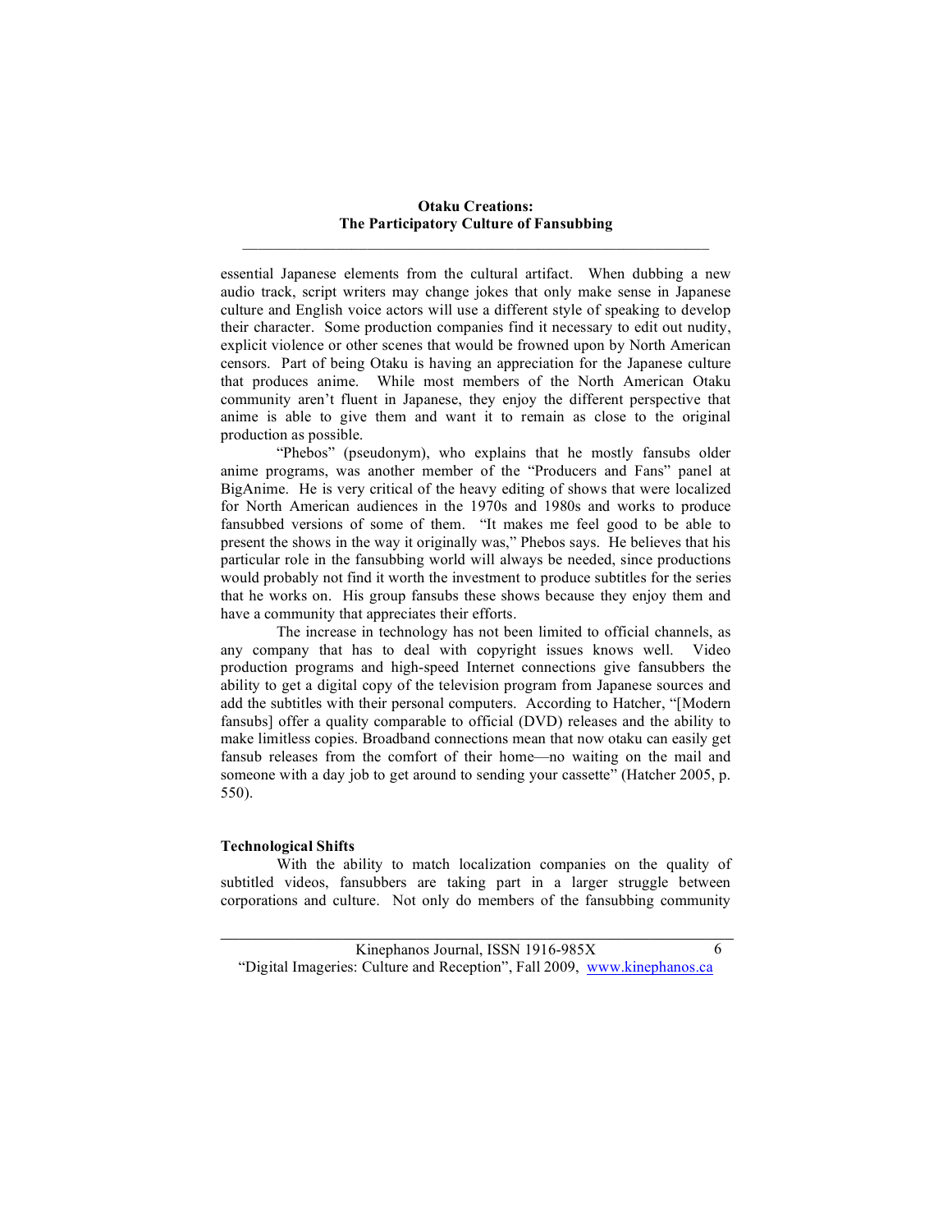essential Japanese elements from the cultural artifact. When dubbing a new audio track, script writers may change jokes that only make sense in Japanese culture and English voice actors will use a different style of speaking to develop their character. Some production companies find it necessary to edit out nudity, explicit violence or other scenes that would be frowned upon by North American censors. Part of being Otaku is having an appreciation for the Japanese culture that produces anime. While most members of the North American Otaku community aren't fluent in Japanese, they enjoy the different perspective that anime is able to give them and want it to remain as close to the original production as possible.

"Phebos" (pseudonym), who explains that he mostly fansubs older anime programs, was another member of the "Producers and Fans" panel at BigAnime. He is very critical of the heavy editing of shows that were localized for North American audiences in the 1970s and 1980s and works to produce fansubbed versions of some of them. "It makes me feel good to be able to present the shows in the way it originally was," Phebos says. He believes that his particular role in the fansubbing world will always be needed, since productions would probably not find it worth the investment to produce subtitles for the series that he works on. His group fansubs these shows because they enjoy them and have a community that appreciates their efforts.

The increase in technology has not been limited to official channels, as any company that has to deal with copyright issues knows well. Video production programs and high-speed Internet connections give fansubbers the ability to get a digital copy of the television program from Japanese sources and add the subtitles with their personal computers. According to Hatcher, "[Modern fansubs] offer a quality comparable to official (DVD) releases and the ability to make limitless copies. Broadband connections mean that now otaku can easily get fansub releases from the comfort of their home—no waiting on the mail and someone with a day job to get around to sending your cassette" (Hatcher 2005, p. 550).

**Technological Shifts**

With the ability to match localization companies on the quality of subtitled videos, fansubbers are taking part in a larger struggle between corporations and culture. Not only do members of the fansubbing community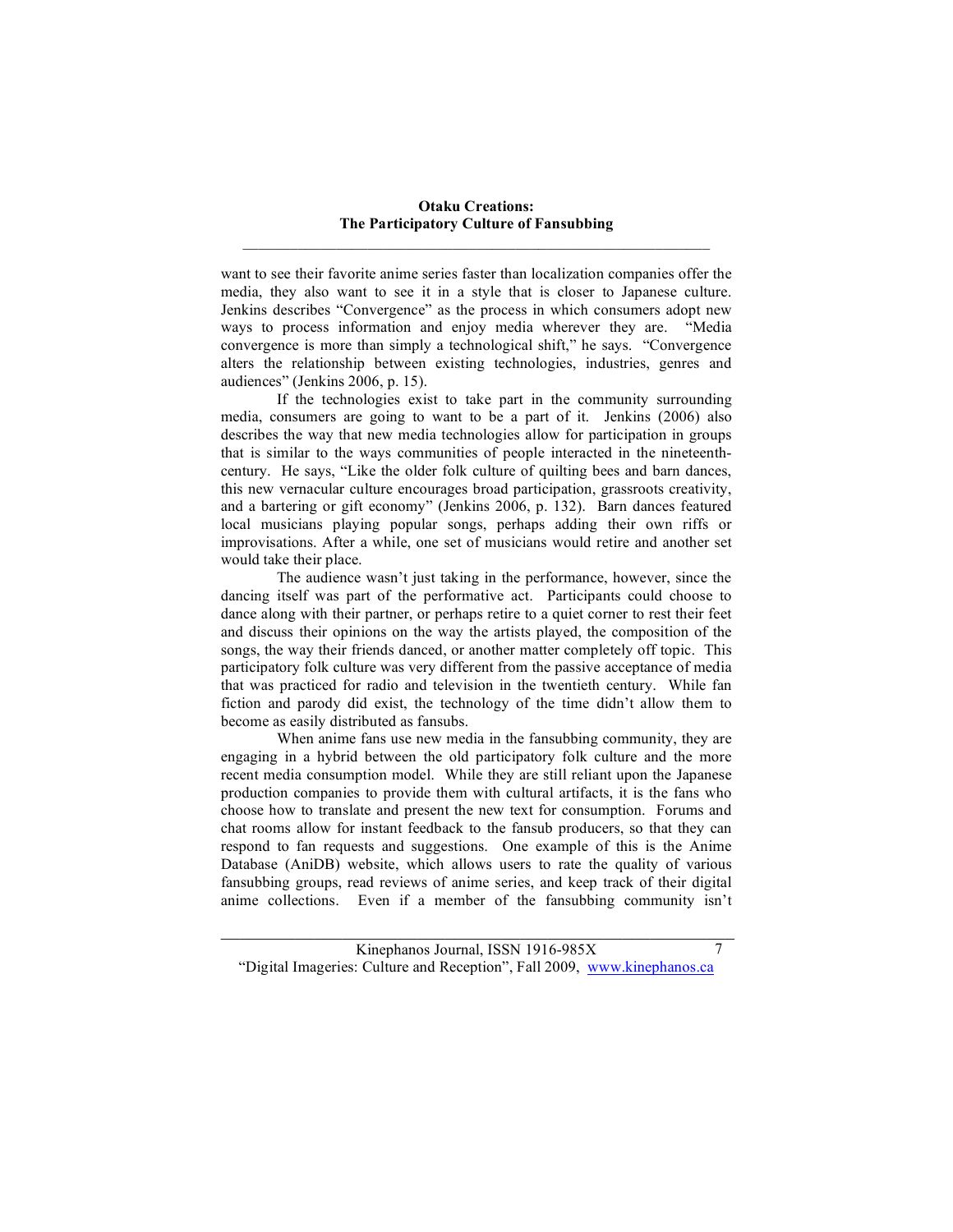want to see their favorite anime series faster than localization companies offer the media, they also want to see it in a style that is closer to Japanese culture. Jenkins describes "Convergence" as the process in which consumers adopt new ways to process information and enjoy media wherever they are. "Media convergence is more than simply a technological shift," he says. "Convergence alters the relationship between existing technologies, industries, genres and audiences" (Jenkins 2006, p. 15).

If the technologies exist to take part in the community surrounding media, consumers are going to want to be a part of it. Jenkins (2006) also describes the way that new media technologies allow for participation in groups that is similar to the ways communities of people interacted in the nineteenth-century. He says, "Like the older folk culture of quilting bees and barn dances, this new vernacular culture encourages broad participation, grassroots creativity, and a bartering or gift economy" (Jenkins 2006, p. 132). Barn dances featured local musicians playing popular songs, perhaps adding their own riffs or improvisations. After a while, one set of musicians would retire and another set would take their place.

The audience wasn't just taking in the performance, however, since the dancing itself was part of the performative act. Participants could choose to dance along with their partner, or perhaps retire to a quiet corner to rest their feet and discuss their opinions on the way the artists played, the composition of the songs, the way their friends danced, or another matter completely off topic. This participatory folk culture was very different from the passive acceptance of media that was practiced for radio and television in the twentieth century. While fan fiction and parody did exist, the technology of the time didn't allow them to become as easily distributed as fansubs.

When anime fans use new media in the fansubbing community, they are engaging in a hybrid between the old participatory folk culture and the more recent media consumption model. While they are still reliant upon the Japanese production companies to provide them with cultural artifacts, it is the fans who choose how to translate and present the new text for consumption. Forums and chat rooms allow for instant feedback to the fansub producers, so that they can respond to fan requests and suggestions. One example of this is the Anime Database (AniDB) website, which allows users to rate the quality of various fansubbing groups, read reviews of anime series, and keep track of their digital anime collections. Even if a member of the fansubbing community isn't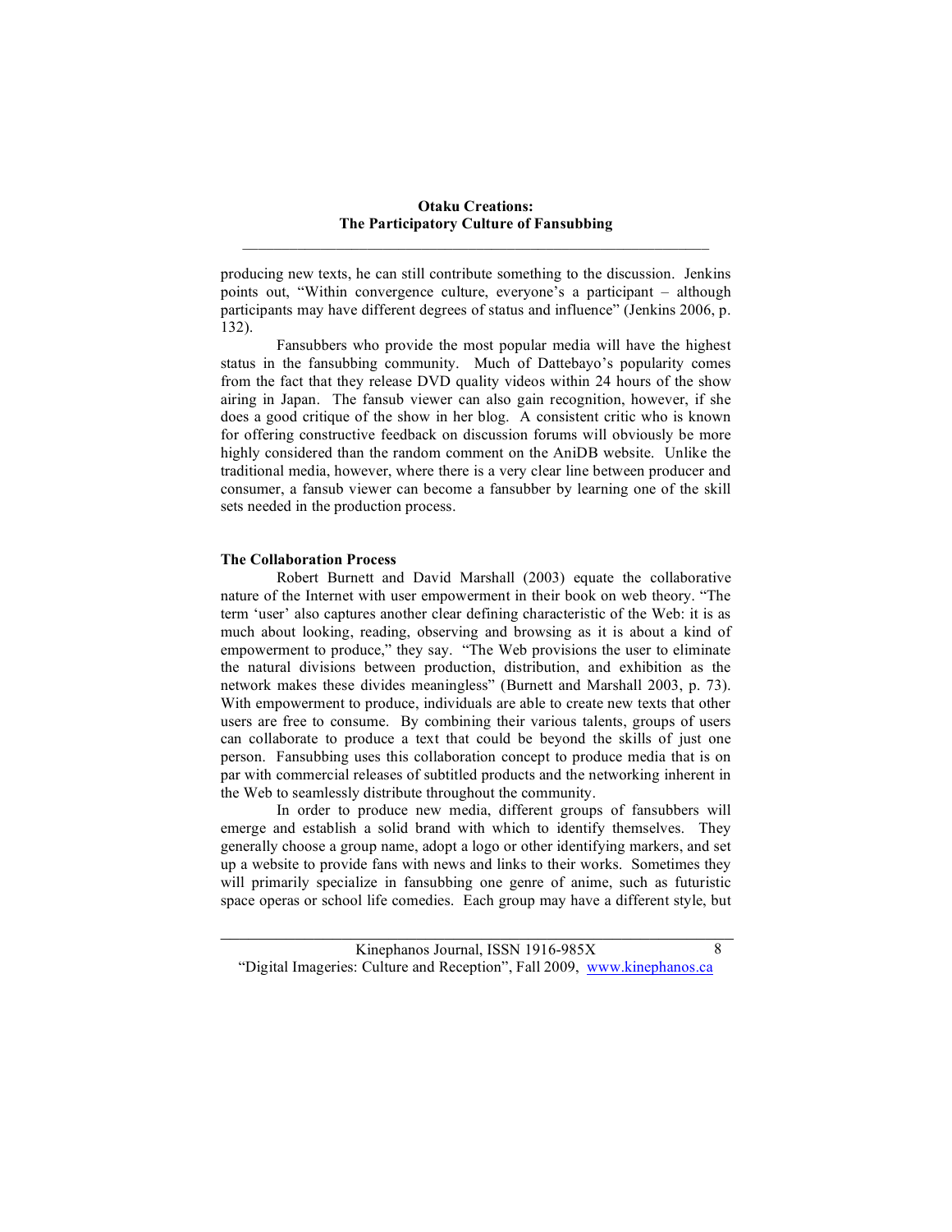producing new texts, he can still contribute something to the discussion. Jenkins points out, "Within convergence culture, everyone's a participant – although participants may have different degrees of status and influence" (Jenkins 2006, p. 132).

Fansubbers who provide the most popular media will have the highest status in the fansubbing community. Much of Dattebayo's popularity comes from the fact that they release DVD quality videos within 24 hours of the show airing in Japan. The fansub viewer can also gain recognition, however, if she does a good critique of the show in her blog. A consistent critic who is known for offering constructive feedback on discussion forums will obviously be more highly considered than the random comment on the AniDB website. Unlike the traditional media, however, where there is a very clear line between producer and consumer, a fansub viewer can become a fansubber by learning one of the skill sets needed in the production process.

### The Collaboration Process

Robert Burnett and David Marshall (2003) equate the collaborative nature of the Internet with user empowerment in their book on web theory. "The term 'user' also captures another clear defining characteristic of the Web: it is as much about looking, reading, observing and browsing as it is about a kind of empowerment to produce," they say. "The Web provisions the user to eliminate the natural divisions between production, distribution, and exhibition as the network makes these divides meaningless" (Burnett and Marshall 2003, p. 73). With empowerment to produce, individuals are able to create new texts that other users are free to consume. By combining their various talents, groups of users can collaborate to produce a text that could be beyond the skills of just one person. Fansubbing uses this collaboration concept to produce media that is on par with commercial releases of subtitled products and the networking inherent in the Web to seamlessly distribute throughout the community.

In order to produce new media, different groups of fansubbers will emerge and establish a solid brand with which to identify themselves. They generally choose a group name, adopt a logo or other identifying markers, and set up a website to provide fans with news and links to their works. Sometimes they will primarily specialize in fansubbing one genre of anime, such as futuristic space operas or school life comedies. Each group may have a different style, but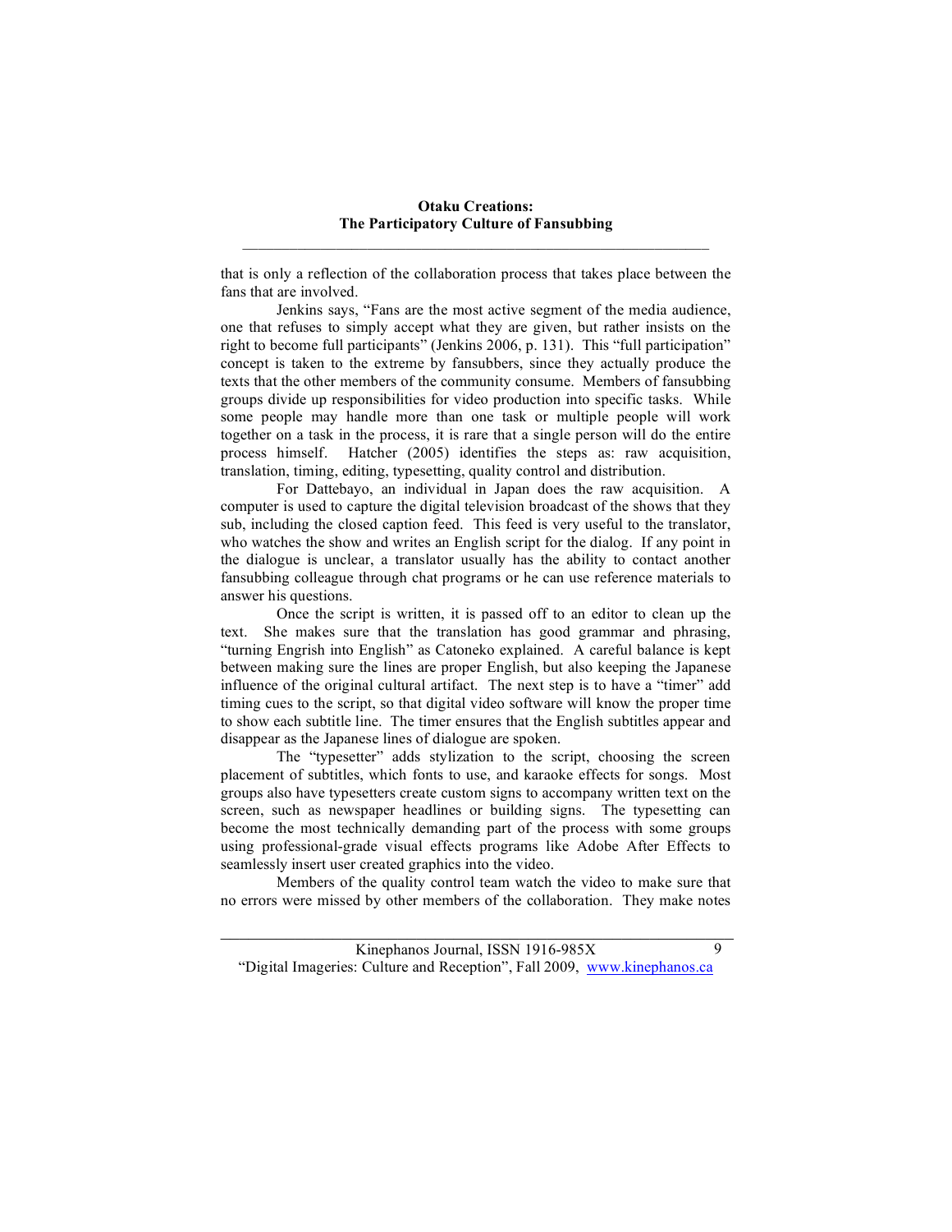that is only a reflection of the collaboration process that takes place between the fans that are involved.

Jenkins says, “Fans are the most active segment of the media audience, one that refuses to simply accept what they are given, but rather insists on the right to become full participants” (Jenkins 2006, p. 131). This “full participation” concept is taken to the extreme by fansubbers, since they actually produce the texts that the other members of the community consume. Members of fansubbing groups divide up responsibilities for video production into specific tasks. While some people may handle more than one task or multiple people will work together on a task in the process, it is rare that a single person will do the entire process himself. Hatcher (2005) identifies the steps as: raw acquisition, translation, timing, editing, typesetting, quality control and distribution.

For Dattebayo, an individual in Japan does the raw acquisition. A computer is used to capture the digital television broadcast of the shows that they sub, including the closed caption feed. This feed is very useful to the translator, who watches the show and writes an English script for the dialog. If any point in the dialogue is unclear, a translator usually has the ability to contact another fansubbing colleague through chat programs or he can use reference materials to answer his questions.

Once the script is written, it is passed off to an editor to clean up the text. She makes sure that the translation has good grammar and phrasing, “turning Engrish into English” as Catoneko explained. A careful balance is kept between making sure the lines are proper English, but also keeping the Japanese influence of the original cultural artifact. The next step is to have a “timer” add timing cues to the script, so that digital video software will know the proper time to show each subtitle line. The timer ensures that the English subtitles appear and disappear as the Japanese lines of dialogue are spoken.

The “typesetter” adds stylization to the script, choosing the screen placement of subtitles, which fonts to use, and karaoke effects for songs. Most groups also have typesetters create custom signs to accompany written text on the screen, such as newspaper headlines or building signs. The typesetting can become the most technically demanding part of the process with some groups using professional-grade visual effects programs like Adobe After Effects to seamlessly insert user created graphics into the video.

Members of the quality control team watch the video to make sure that no errors were missed by other members of the collaboration. They make notes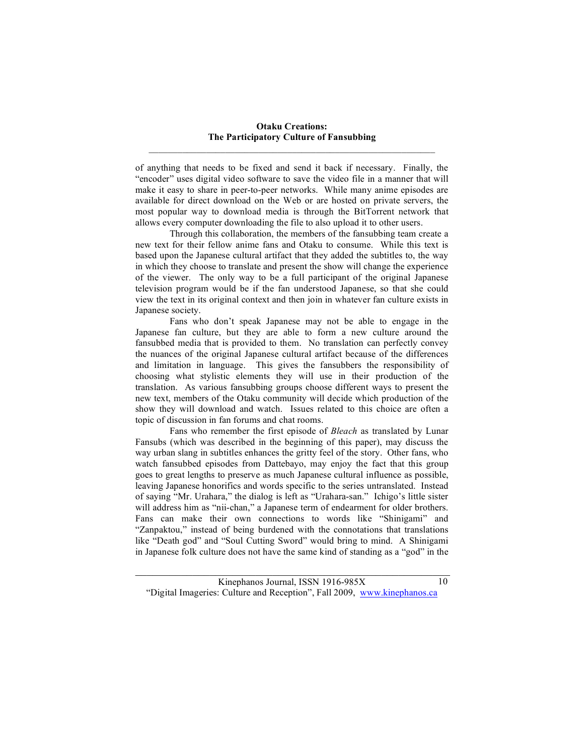of anything that needs to be fixed and send it back if necessary. Finally, the "encoder" uses digital video software to save the video file in a manner that will make it easy to share in peer-to-peer networks. While many anime episodes are available for direct download on the Web or are hosted on private servers, the most popular way to download media is through the BitTorrent network that allows every computer downloading the file to also upload it to other users.

Through this collaboration, the members of the fansubbing team create a new text for their fellow anime fans and Otaku to consume. While this text is based upon the Japanese cultural artifact that they added the subtitles to, the way in which they choose to translate and present the show will change the experience of the viewer. The only way to be a full participant of the original Japanese television program would be if the fan understood Japanese, so that she could view the text in its original context and then join in whatever fan culture exists in Japanese society.

Fans who don't speak Japanese may not be able to engage in the Japanese fan culture, but they are able to form a new culture around the fansubbed media that is provided to them. No translation can perfectly convey the nuances of the original Japanese cultural artifact because of the differences and limitation in language. This gives the fansubbers the responsibility of choosing what stylistic elements they will use in their production of the translation. As various fansubbing groups choose different ways to present the new text, members of the Otaku community will decide which production of the show they will download and watch. Issues related to this choice are often a topic of discussion in fan forums and chat rooms.

Fans who remember the first episode of *Bleach* as translated by Lunar Fansubs (which was described in the beginning of this paper), may discuss the way urban slang in subtitles enhances the gritty feel of the story. Other fans, who watch fansubbed episodes from Dattebayo, may enjoy the fact that this group goes to great lengths to preserve as much Japanese cultural influence as possible, leaving Japanese honorifics and words specific to the series untranslated. Instead of saying "Mr. Urahara," the dialog is left as "Urahara-san." Ichigo's little sister will address him as "nii-chan," a Japanese term of endearment for older brothers. Fans can make their own connections to words like "Shinigami" and "Zanpaktou," instead of being burdened with the connotations that translations like "Death god" and "Soul Cutting Sword" would bring to mind. A Shinigami in Japanese folk culture does not have the same kind of standing as a "god" in the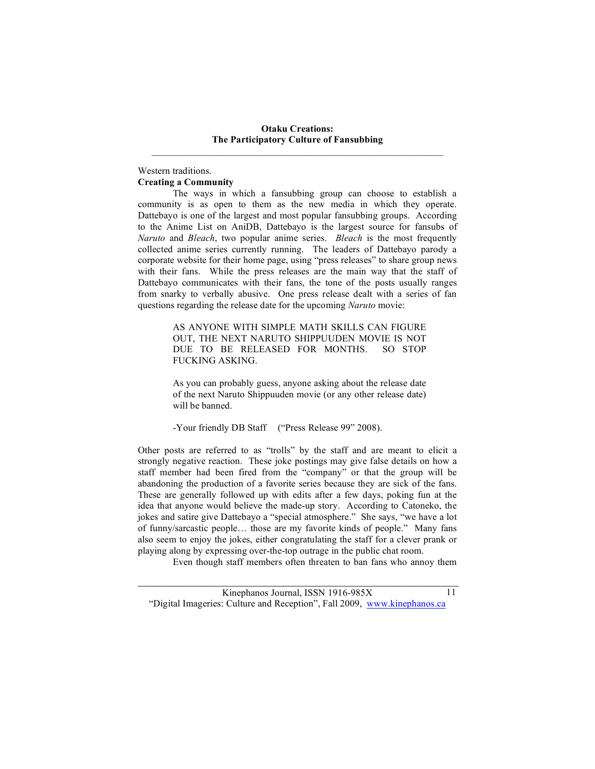Western traditions.

**Creating a Community**

The ways in which a fansubbing group can choose to establish a community is as open to them as the new media in which they operate. Dattebayo is one of the largest and most popular fansubbing groups. According to the Anime List on AniDB, Dattebayo is the largest source for fansubs of *Naruto* and *Bleach*, two popular anime series. *Bleach* is the most frequently collected anime series currently running. The leaders of Dattebayo parody a corporate website for their home page, using "press releases" to share group news with their fans. While the press releases are the main way that the staff of Dattebayo communicates with their fans, the tone of the posts usually ranges from snarky to verbally abusive. One press release dealt with a series of fan questions regarding the release date for the upcoming *Naruto* movie:

> AS ANYONE WITH SIMPLE MATH SKILLS CAN FIGURE OUT, THE NEXT NARUTO SHIPPUUDEN MOVIE IS NOT DUE TO BE RELEASED FOR MONTHS. SO STOP FUCKING ASKING.
>
> As you can probably guess, anyone asking about the release date of the next Naruto Shippuuden movie (or any other release date) will be banned.
>
> -Your friendly DB Staff ("Press Release 99" 2008).

Other posts are referred to as "trolls" by the staff and are meant to elicit a strongly negative reaction. These joke postings may give false details on how a staff member had been fired from the "company" or that the group will be abandoning the production of a favorite series because they are sick of the fans. These are generally followed up with edits after a few days, poking fun at the idea that anyone would believe the made-up story. According to Catoneko, the jokes and satire give Dattebayo a "special atmosphere." She says, "we have a lot of funny/sarcastic people… those are my favorite kinds of people." Many fans also seem to enjoy the jokes, either congratulating the staff for a clever prank or playing along by expressing over-the-top outrage in the public chat room.

Even though staff members often threaten to ban fans who annoy them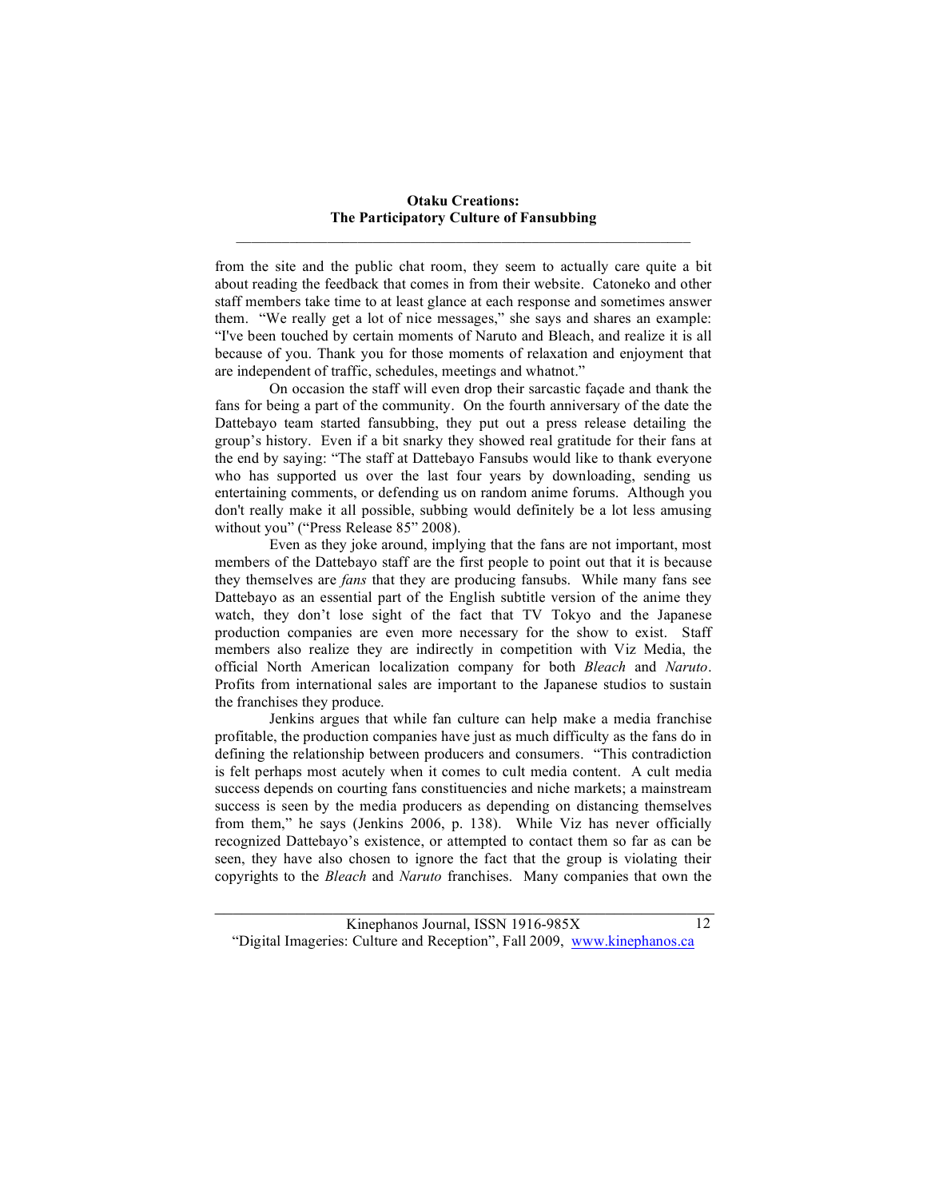from the site and the public chat room, they seem to actually care quite a bit about reading the feedback that comes in from their website. Catoneko and other staff members take time to at least glance at each response and sometimes answer them. "We really get a lot of nice messages," she says and shares an example: "I've been touched by certain moments of Naruto and Bleach, and realize it is all because of you. Thank you for those moments of relaxation and enjoyment that are independent of traffic, schedules, meetings and whatnot."

On occasion the staff will even drop their sarcastic façade and thank the fans for being a part of the community. On the fourth anniversary of the date the Dattebayo team started fansubbing, they put out a press release detailing the group's history. Even if a bit snarky they showed real gratitude for their fans at the end by saying: "The staff at Dattebayo Fansubs would like to thank everyone who has supported us over the last four years by downloading, sending us entertaining comments, or defending us on random anime forums. Although you don't really make it all possible, subbing would definitely be a lot less amusing without you" ("Press Release 85" 2008).

Even as they joke around, implying that the fans are not important, most members of the Dattebayo staff are the first people to point out that it is because they themselves are *fans* that they are producing fansubs. While many fans see Dattebayo as an essential part of the English subtitle version of the anime they watch, they don't lose sight of the fact that TV Tokyo and the Japanese production companies are even more necessary for the show to exist. Staff members also realize they are indirectly in competition with Viz Media, the official North American localization company for both *Bleach* and *Naruto*. Profits from international sales are important to the Japanese studios to sustain the franchises they produce.

Jenkins argues that while fan culture can help make a media franchise profitable, the production companies have just as much difficulty as the fans do in defining the relationship between producers and consumers. "This contradiction is felt perhaps most acutely when it comes to cult media content. A cult media success depends on courting fans constituencies and niche markets; a mainstream success is seen by the media producers as depending on distancing themselves from them," he says (Jenkins 2006, p. 138). While Viz has never officially recognized Dattebayo's existence, or attempted to contact them so far as can be seen, they have also chosen to ignore the fact that the group is violating their copyrights to the *Bleach* and *Naruto* franchises. Many companies that own the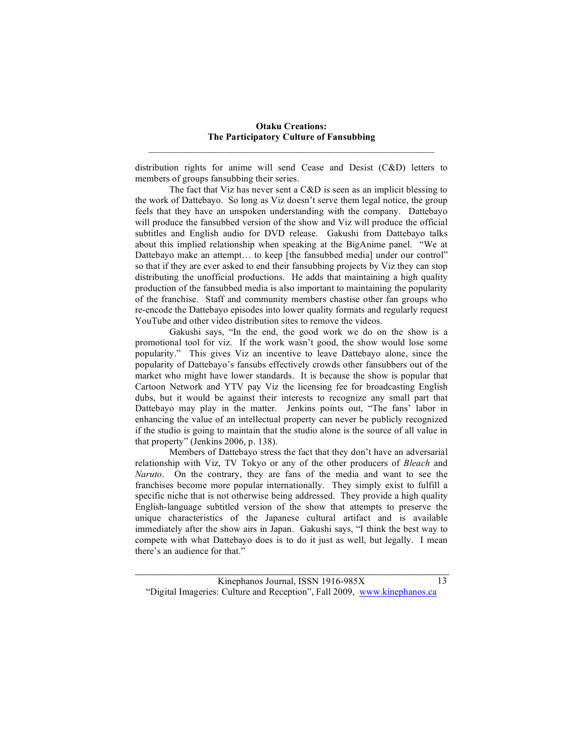distribution rights for anime will send Cease and Desist (C&D) letters to members of groups fansubbing their series.

The fact that Viz has never sent a C&D is seen as an implicit blessing to the work of Dattebayo. So long as Viz doesn't serve them legal notice, the group feels that they have an unspoken understanding with the company. Dattebayo will produce the fansubbed version of the show and Viz will produce the official subtitles and English audio for DVD release. Gakushi from Dattebayo talks about this implied relationship when speaking at the BigAnime panel. "We at Dattebayo make an attempt… to keep [the fansubbed media] under our control" so that if they are ever asked to end their fansubbing projects by Viz they can stop distributing the unofficial productions. He adds that maintaining a high quality production of the fansubbed media is also important to maintaining the popularity of the franchise. Staff and community members chastise other fan groups who re-encode the Dattebayo episodes into lower quality formats and regularly request YouTube and other video distribution sites to remove the videos.

Gakushi says, "In the end, the good work we do on the show is a promotional tool for viz. If the work wasn't good, the show would lose some popularity." This gives Viz an incentive to leave Dattebayo alone, since the popularity of Dattebayo's fansubs effectively crowds other fansubbers out of the market who might have lower standards. It is because the show is popular that Cartoon Network and YTV pay Viz the licensing fee for broadcasting English dubs, but it would be against their interests to recognize any small part that Dattebayo may play in the matter. Jenkins points out, "The fans' labor in enhancing the value of an intellectual property can never be publicly recognized if the studio is going to maintain that the studio alone is the source of all value in that property" (Jenkins 2006, p. 138).

Members of Dattebayo stress the fact that they don't have an adversarial relationship with Viz, TV Tokyo or any of the other producers of *Bleach* and *Naruto*. On the contrary, they are fans of the media and want to see the franchises become more popular internationally. They simply exist to fulfill a specific niche that is not otherwise being addressed. They provide a high quality English-language subtitled version of the show that attempts to preserve the unique characteristics of the Japanese cultural artifact and is available immediately after the show airs in Japan. Gakushi says, "I think the best way to compete with what Dattebayo does is to do it just as well, but legally. I mean there's an audience for that."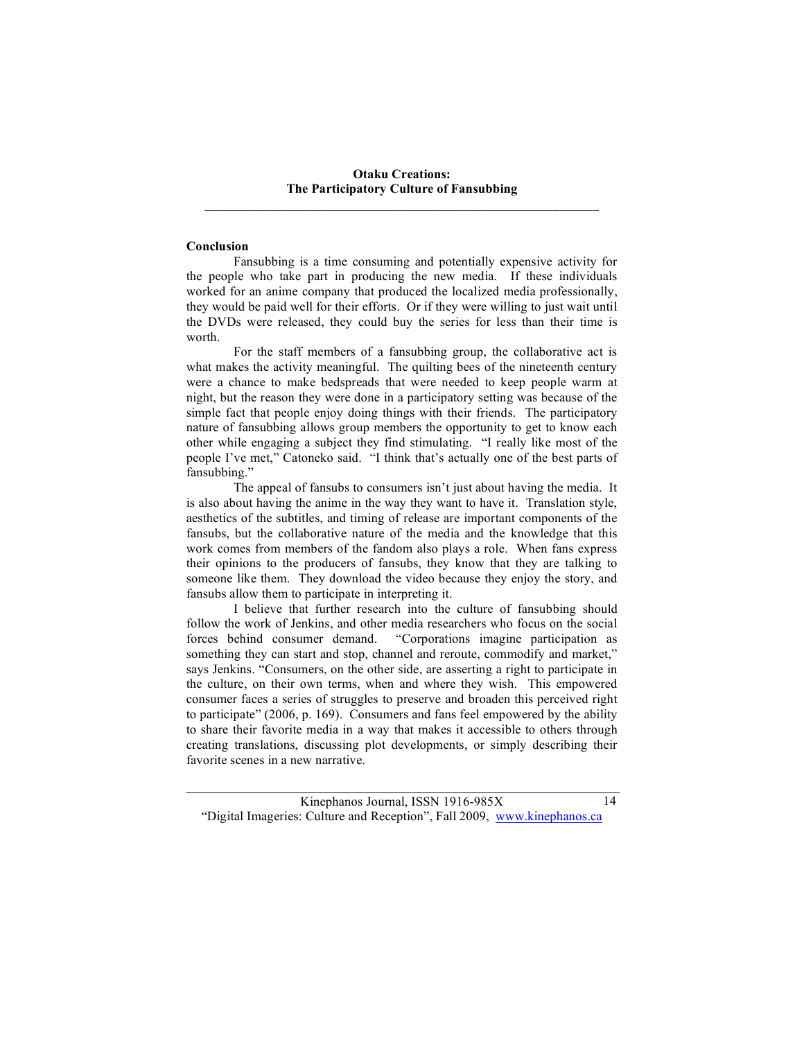## Conclusion

Fansubbing is a time consuming and potentially expensive activity for the people who take part in producing the new media. If these individuals worked for an anime company that produced the localized media professionally, they would be paid well for their efforts. Or if they were willing to just wait until the DVDs were released, they could buy the series for less than their time is worth.

For the staff members of a fansubbing group, the collaborative act is what makes the activity meaningful. The quilting bees of the nineteenth century were a chance to make bedspreads that were needed to keep people warm at night, but the reason they were done in a participatory setting was because of the simple fact that people enjoy doing things with their friends. The participatory nature of fansubbing allows group members the opportunity to get to know each other while engaging a subject they find stimulating. "I really like most of the people I've met," Catoneko said. "I think that's actually one of the best parts of fansubbing."

The appeal of fansubs to consumers isn't just about having the media. It is also about having the anime in the way they want to have it. Translation style, aesthetics of the subtitles, and timing of release are important components of the fansubs, but the collaborative nature of the media and the knowledge that this work comes from members of the fandom also plays a role. When fans express their opinions to the producers of fansubs, they know that they are talking to someone like them. They download the video because they enjoy the story, and fansubs allow them to participate in interpreting it.

I believe that further research into the culture of fansubbing should follow the work of Jenkins, and other media researchers who focus on the social forces behind consumer demand. "Corporations imagine participation as something they can start and stop, channel and reroute, commodify and market," says Jenkins. "Consumers, on the other side, are asserting a right to participate in the culture, on their own terms, when and where they wish. This empowered consumer faces a series of struggles to preserve and broaden this perceived right to participate" (2006, p. 169). Consumers and fans feel empowered by the ability to share their favorite media in a way that makes it accessible to others through creating translations, discussing plot developments, or simply describing their favorite scenes in a new narrative.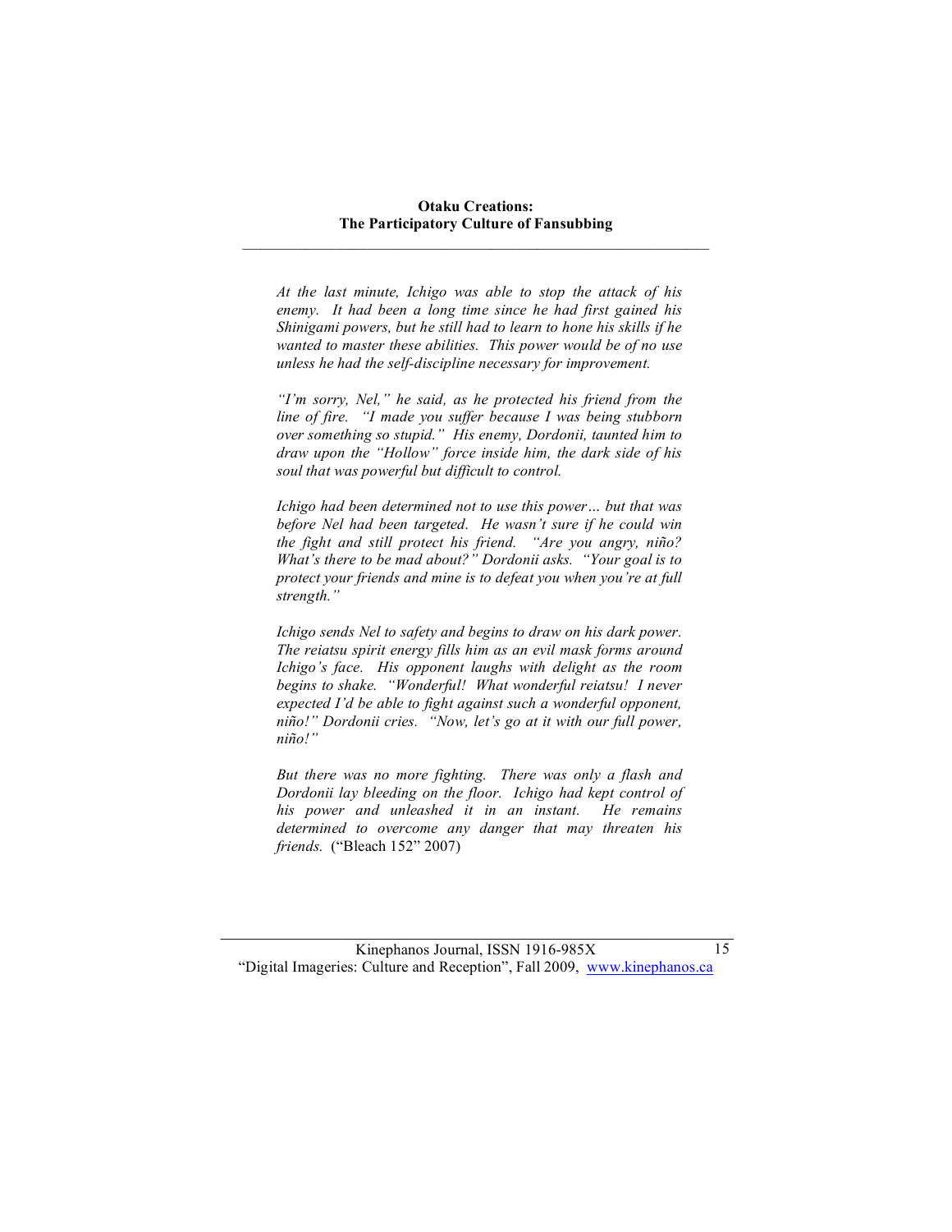*At the last minute, Ichigo was able to stop the attack of his enemy. It had been a long time since he had first gained his Shinigami powers, but he still had to learn to hone his skills if he wanted to master these abilities. This power would be of no use unless he had the self-discipline necessary for improvement.*

*"I'm sorry, Nel," he said, as he protected his friend from the line of fire. "I made you suffer because I was being stubborn over something so stupid." His enemy, Dordonii, taunted him to draw upon the "Hollow" force inside him, the dark side of his soul that was powerful but difficult to control.*

*Ichigo had been determined not to use this power… but that was before Nel had been targeted. He wasn't sure if he could win the fight and still protect his friend. "Are you angry, niño? What's there to be mad about?" Dordonii asks. "Your goal is to protect your friends and mine is to defeat you when you're at full strength."*

*Ichigo sends Nel to safety and begins to draw on his dark power. The reiatsu spirit energy fills him as an evil mask forms around Ichigo's face. His opponent laughs with delight as the room begins to shake. "Wonderful! What wonderful reiatsu! I never expected I'd be able to fight against such a wonderful opponent, niño!" Dordonii cries. "Now, let's go at it with our full power, niño!"*

*But there was no more fighting. There was only a flash and Dordonii lay bleeding on the floor. Ichigo had kept control of his power and unleashed it in an instant. He remains determined to overcome any danger that may threaten his friends.* ("Bleach 152" 2007)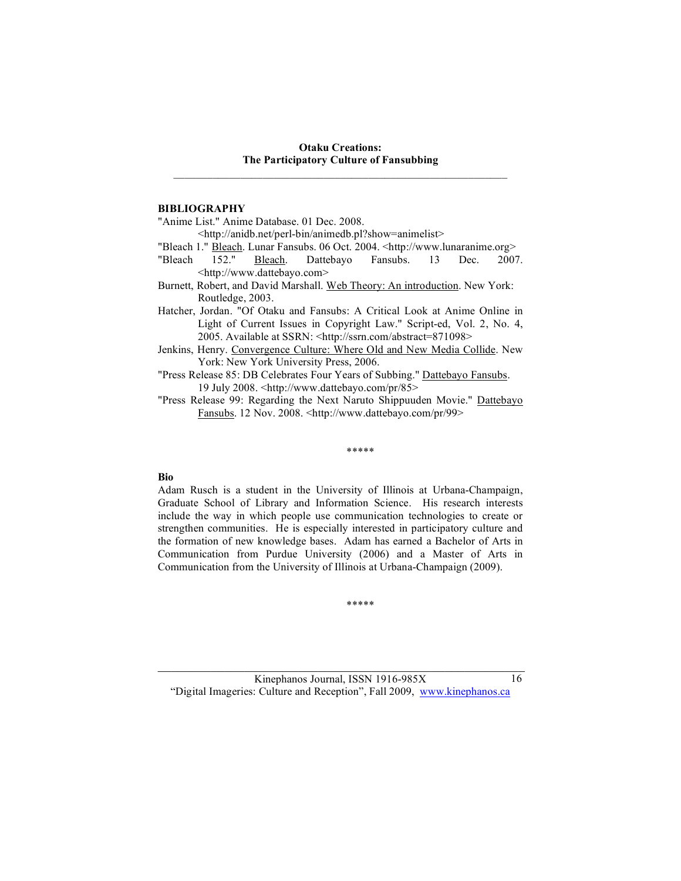## BIBLIOGRAPHY

"Anime List." Anime Database. 01 Dec. 2008. <http://anidb.net/perl-bin/animedb.pl?show=animelist>

"Bleach 1." Bleach. Lunar Fansubs. 06 Oct. 2004. <http://www.lunaranime.org>

"Bleach 152." Bleach. Dattebayo Fansubs. 13 Dec. 2007. <http://www.dattebayo.com>

Burnett, Robert, and David Marshall. Web Theory: An introduction. New York: Routledge, 2003.

Hatcher, Jordan. "Of Otaku and Fansubs: A Critical Look at Anime Online in Light of Current Issues in Copyright Law." Script-ed, Vol. 2, No. 4, 2005. Available at SSRN: <http://ssrn.com/abstract=871098>

Jenkins, Henry. Convergence Culture: Where Old and New Media Collide. New York: New York University Press, 2006.

"Press Release 85: DB Celebrates Four Years of Subbing." Dattebayo Fansubs. 19 July 2008. <http://www.dattebayo.com/pr/85>

"Press Release 99: Regarding the Next Naruto Shippuuden Movie." Dattebayo Fansubs. 12 Nov. 2008. <http://www.dattebayo.com/pr/99>

*****

**Bio**

Adam Rusch is a student in the University of Illinois at Urbana-Champaign, Graduate School of Library and Information Science. His research interests include the way in which people use communication technologies to create or strengthen communities. He is especially interested in participatory culture and the formation of new knowledge bases. Adam has earned a Bachelor of Arts in Communication from Purdue University (2006) and a Master of Arts in Communication from the University of Illinois at Urbana-Champaign (2009).

*****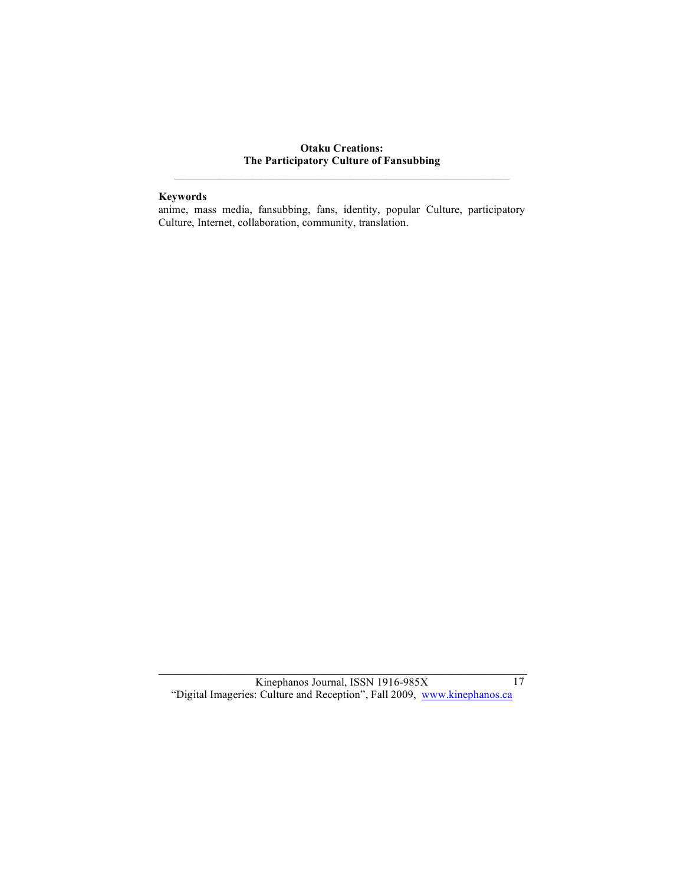**Otaku Creations:**
**The Participatory Culture of Fansubbing**

---

**Keywords**

anime, mass media, fansubbing, fans, identity, popular Culture, participatory Culture, Internet, collaboration, community, translation.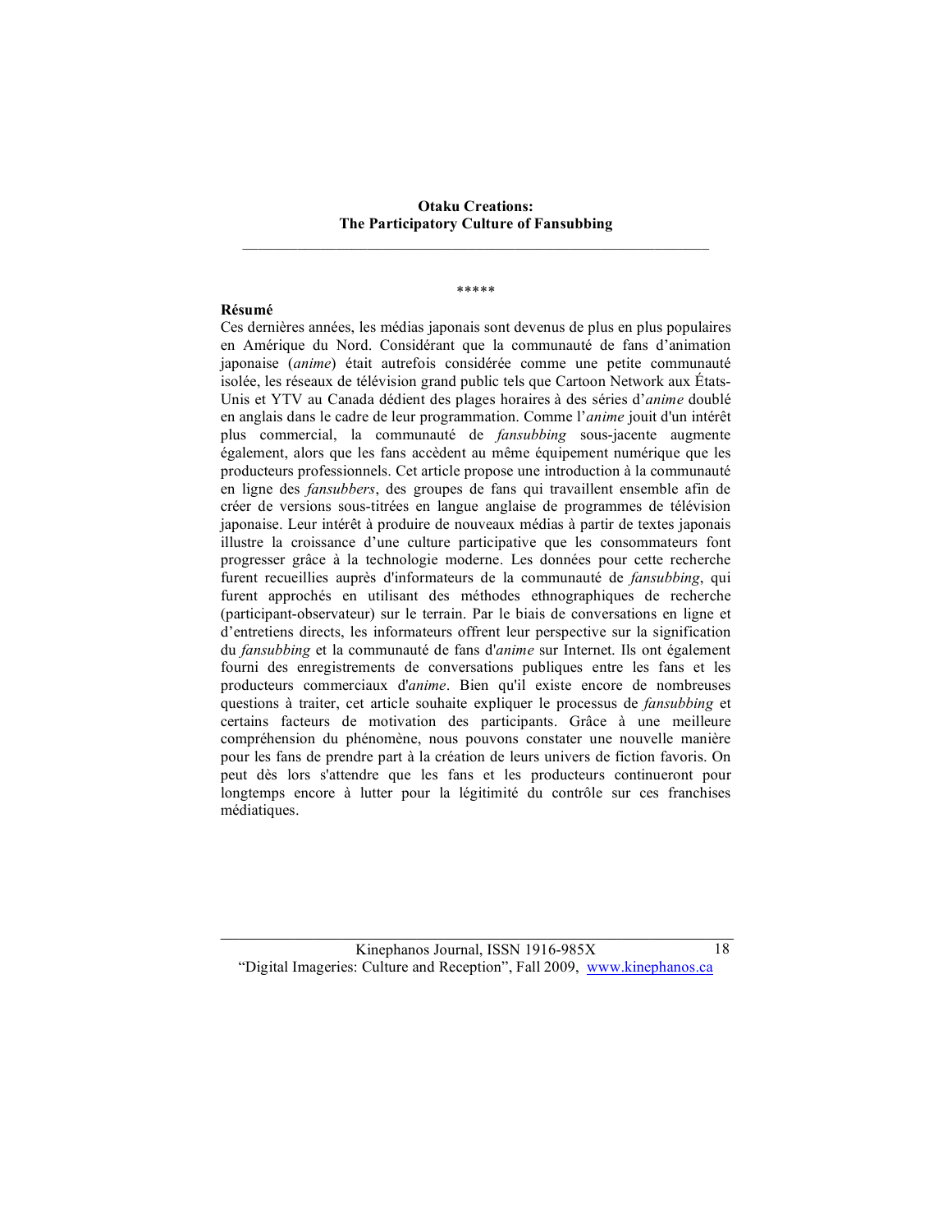**Otaku Creations:**
**The Participatory Culture of Fansubbing**

---

\*\*\*\*\*

**Résumé**

Ces dernières années, les médias japonais sont devenus de plus en plus populaires en Amérique du Nord. Considérant que la communauté de fans d'animation japonaise (*anime*) était autrefois considérée comme une petite communauté isolée, les réseaux de télévision grand public tels que Cartoon Network aux États-Unis et YTV au Canada dédient des plages horaires à des séries d'*anime* doublé en anglais dans le cadre de leur programmation. Comme l'*anime* jouit d'un intérêt plus commercial, la communauté de *fansubbing* sous-jacente augmente également, alors que les fans accèdent au même équipement numérique que les producteurs professionnels. Cet article propose une introduction à la communauté en ligne des *fansubbers*, des groupes de fans qui travaillent ensemble afin de créer de versions sous-titrées en langue anglaise de programmes de télévision japonaise. Leur intérêt à produire de nouveaux médias à partir de textes japonais illustre la croissance d'une culture participative que les consommateurs font progresser grâce à la technologie moderne. Les données pour cette recherche furent recueillies auprès d'informateurs de la communauté de *fansubbing*, qui furent approchés en utilisant des méthodes ethnographiques de recherche (participant-observateur) sur le terrain. Par le biais de conversations en ligne et d'entretiens directs, les informateurs offrent leur perspective sur la signification du *fansubbing* et la communauté de fans d'*anime* sur Internet. Ils ont également fourni des enregistrements de conversations publiques entre les fans et les producteurs commerciaux d'*anime*. Bien qu'il existe encore de nombreuses questions à traiter, cet article souhaite expliquer le processus de *fansubbing* et certains facteurs de motivation des participants. Grâce à une meilleure compréhension du phénomène, nous pouvons constater une nouvelle manière pour les fans de prendre part à la création de leurs univers de fiction favoris. On peut dès lors s'attendre que les fans et les producteurs continueront pour longtemps encore à lutter pour la légitimité du contrôle sur ces franchises médiatiques.